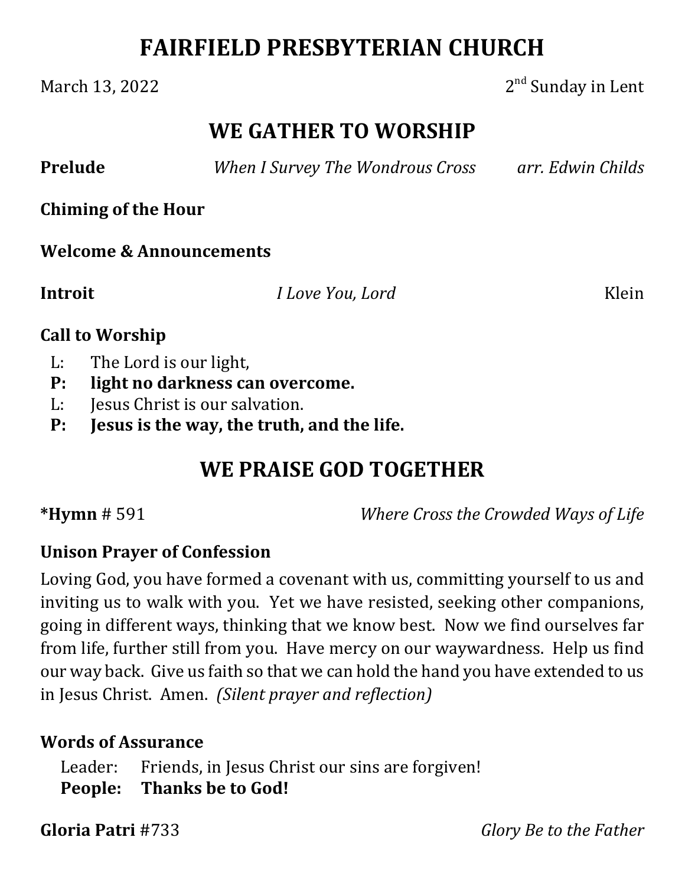# FAIRFIELD PRESBYTERIAN CHURCH

March 13, 2022 — 2nd Sunday in Lent

## WE GATHER TO WORSHIP

**Prelude** *When I Survey The Wondrous Cross* *arr. Edwin Childs*

**Chiming of the Hour**

**Welcome & Announcements**

**Introit** *I Love You, Lord* Klein

**Call to Worship**

L: The Lord is our light,
**P: light no darkness can overcome.**
L: Jesus Christ is our salvation.
**P: Jesus is the way, the truth, and the life.**

## WE PRAISE GOD TOGETHER

***Hymn** # 591 *Where Cross the Crowded Ways of Life*

**Unison Prayer of Confession**

Loving God, you have formed a covenant with us, committing yourself to us and inviting us to walk with you. Yet we have resisted, seeking other companions, going in different ways, thinking that we know best. Now we find ourselves far from life, further still from you. Have mercy on our waywardness. Help us find our way back. Give us faith so that we can hold the hand you have extended to us in Jesus Christ. Amen. *(Silent prayer and reflection)*

**Words of Assurance**

Leader: Friends, in Jesus Christ our sins are forgiven!
**People: Thanks be to God!**

**Gloria Patri** #733 *Glory Be to the Father*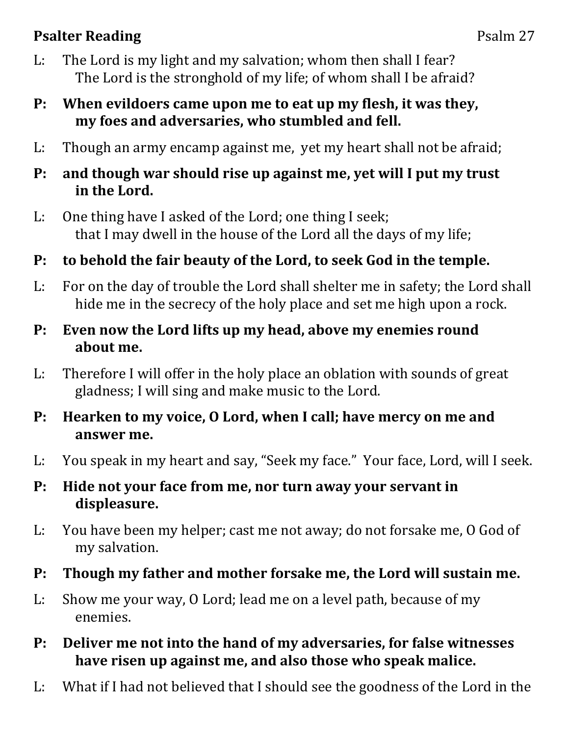**Psalter Reading** Psalm 27

L: The Lord is my light and my salvation; whom then shall I fear? The Lord is the stronghold of my life; of whom shall I be afraid?

**P: When evildoers came upon me to eat up my flesh, it was they, my foes and adversaries, who stumbled and fell.**

L: Though an army encamp against me, yet my heart shall not be afraid;

**P: and though war should rise up against me, yet will I put my trust in the Lord.**

L: One thing have I asked of the Lord; one thing I seek; that I may dwell in the house of the Lord all the days of my life;

**P: to behold the fair beauty of the Lord, to seek God in the temple.**

L: For on the day of trouble the Lord shall shelter me in safety; the Lord shall hide me in the secrecy of the holy place and set me high upon a rock.

**P: Even now the Lord lifts up my head, above my enemies round about me.**

L: Therefore I will offer in the holy place an oblation with sounds of great gladness; I will sing and make music to the Lord.

**P: Hearken to my voice, O Lord, when I call; have mercy on me and answer me.**

L: You speak in my heart and say, "Seek my face." Your face, Lord, will I seek.

**P: Hide not your face from me, nor turn away your servant in displeasure.**

L: You have been my helper; cast me not away; do not forsake me, O God of my salvation.

**P: Though my father and mother forsake me, the Lord will sustain me.**

L: Show me your way, O Lord; lead me on a level path, because of my enemies.

**P: Deliver me not into the hand of my adversaries, for false witnesses have risen up against me, and also those who speak malice.**

L: What if I had not believed that I should see the goodness of the Lord in the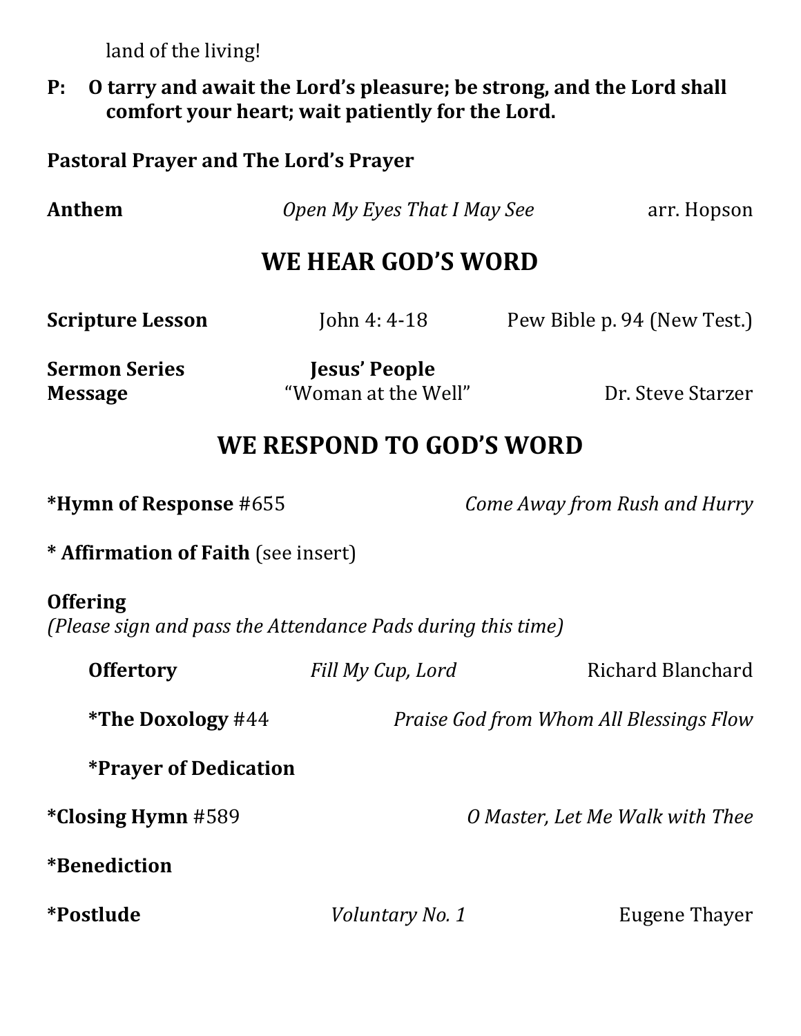land of the living!

**P: O tarry and await the Lord's pleasure; be strong, and the Lord shall comfort your heart; wait patiently for the Lord.**

**Pastoral Prayer and The Lord's Prayer**

**Anthem** *Open My Eyes That I May See* arr. Hopson

## WE HEAR GOD'S WORD

**Scripture Lesson** John 4: 4-18 Pew Bible p. 94 (New Test.)

**Sermon Series** **Jesus' People**
**Message** "Woman at the Well" Dr. Steve Starzer

## WE RESPOND TO GOD'S WORD

***Hymn of Response** #655 *Come Away from Rush and Hurry*

*** Affirmation of Faith** (see insert)

**Offering**
*(Please sign and pass the Attendance Pads during this time)*

**Offertory** *Fill My Cup, Lord* Richard Blanchard

***The Doxology** #44 *Praise God from Whom All Blessings Flow*

***Prayer of Dedication**

***Closing Hymn** #589 *O Master, Let Me Walk with Thee*

***Benediction**

***Postlude** *Voluntary No. 1* Eugene Thayer